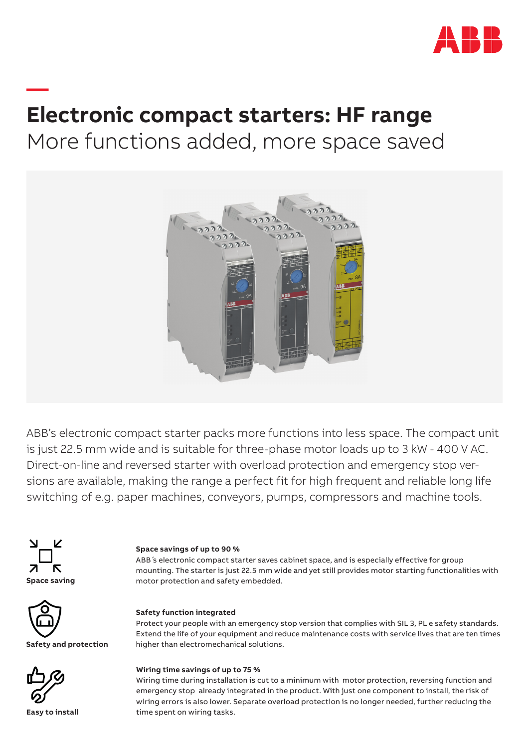# Electronic compact starters: HF range

## More functions added, more space saved

ABB's electronic compact starter packs more functions into less space. The compact unit is just 22.5 mm wide and is suitable for three-phase motor loads up to 3 kW - 400 V AC. Direct-on-line and reversed starter with overload protection and emergency stop versions are available, making the range a perfect fit for high frequent and reliable long life switching of e.g. paper machines, conveyors, pumps, compressors and machine tools.

**Space saving**

**Space savings of up to 90 %**
ABB´s electronic compact starter saves cabinet space, and is especially effective for group mounting. The starter is just 22.5 mm wide and yet still provides motor starting functionalities with motor protection and safety embedded.

**Safety and protection**

**Safety function integrated**
Protect your people with an emergency stop version that complies with SIL 3, PL e safety standards. Extend the life of your equipment and reduce maintenance costs with service lives that are ten times higher than electromechanical solutions.

**Easy to install**

**Wiring time savings of up to 75 %**
Wiring time during installation is cut to a minimum with motor protection, reversing function and emergency stop already integrated in the product. With just one component to install, the risk of wiring errors is also lower. Separate overload protection is no longer needed, further reducing the time spent on wiring tasks.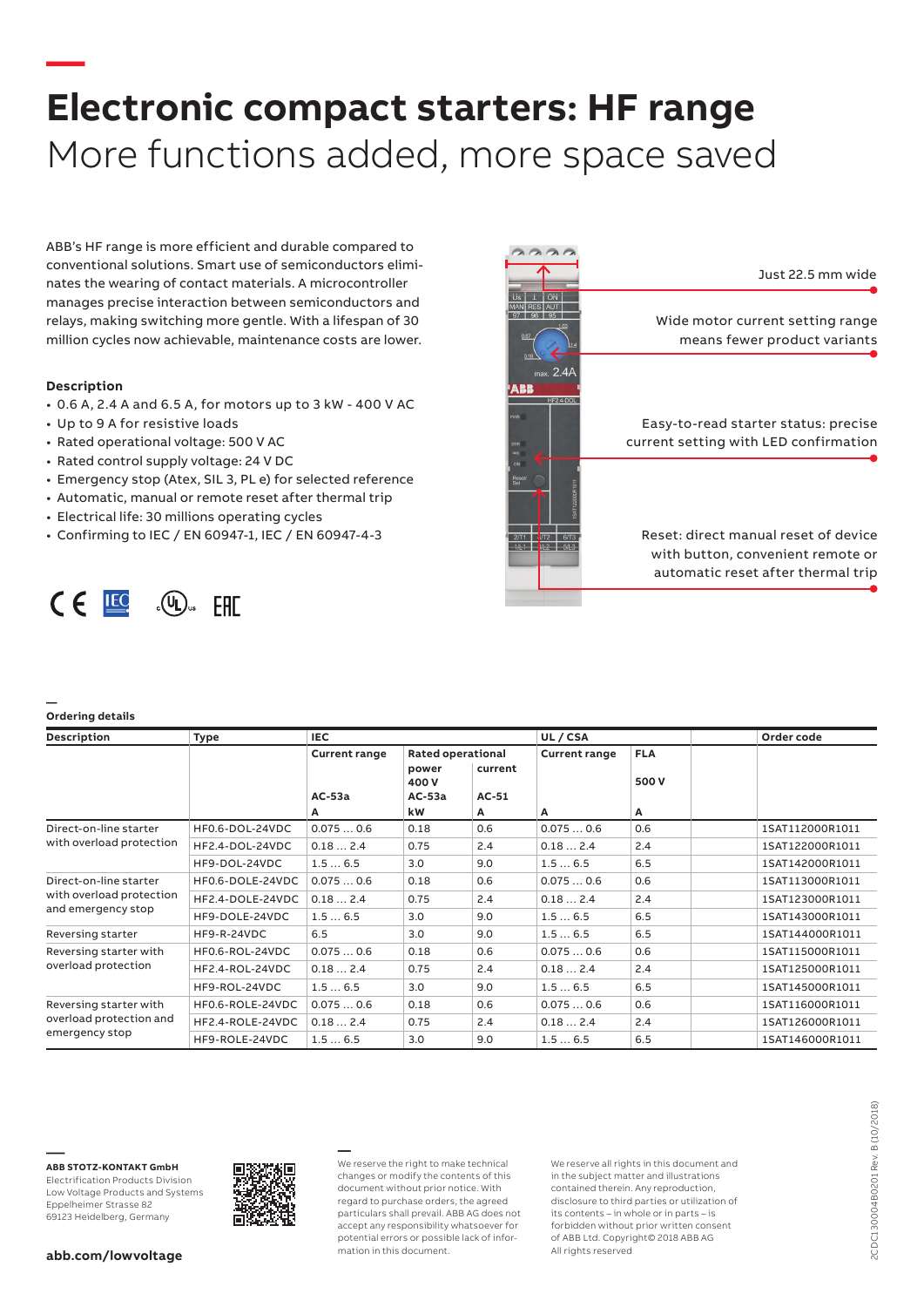# Electronic compact starters: HF range

More functions added, more space saved

ABB's HF range is more efficient and durable compared to conventional solutions. Smart use of semiconductors eliminates the wearing of contact materials. A microcontroller manages precise interaction between semiconductors and relays, making switching more gentle. With a lifespan of 30 million cycles now achievable, maintenance costs are lower.

### Description

- 0.6 A, 2.4 A and 6.5 A, for motors up to 3 kW - 400 V AC
- Up to 9 A for resistive loads
- Rated operational voltage: 500 V AC
- Rated control supply voltage: 24 V DC
- Emergency stop (Atex, SIL 3, PL e) for selected reference
- Automatic, manual or remote reset after thermal trip
- Electrical life: 30 millions operating cycles
- Confirming to IEC / EN 60947-1, IEC / EN 60947-4-3

Just 22.5 mm wide

Wide motor current setting range means fewer product variants

Easy-to-read starter status: precise current setting with LED confirmation

Reset: direct manual reset of device with button, convenient remote or automatic reset after thermal trip

### Ordering details

| Description | Type | IEC | | | UL / CSA | | | Order code |
|---|---|---|---|---|---|---|---|---|
| | | Current range | Rated operational power 400 V | current | Current range | FLA 500 V | | |
| | | AC-53a A | AC-53a kW | AC-51 A | A | A | | |
| Direct-on-line starter with overload protection | HF0.6-DOL-24VDC | 0.075 … 0.6 | 0.18 | 0.6 | 0.075 … 0.6 | 0.6 | | 1SAT112000R1011 |
| | HF2.4-DOL-24VDC | 0.18 … 2.4 | 0.75 | 2.4 | 0.18 … 2.4 | 2.4 | | 1SAT122000R1011 |
| | HF9-DOL-24VDC | 1.5 … 6.5 | 3.0 | 9.0 | 1.5 … 6.5 | 6.5 | | 1SAT142000R1011 |
| Direct-on-line starter with overload protection and emergency stop | HF0.6-DOLE-24VDC | 0.075 … 0.6 | 0.18 | 0.6 | 0.075 … 0.6 | 0.6 | | 1SAT113000R1011 |
| | HF2.4-DOLE-24VDC | 0.18 … 2.4 | 0.75 | 2.4 | 0.18 … 2.4 | 2.4 | | 1SAT123000R1011 |
| | HF9-DOLE-24VDC | 1.5 … 6.5 | 3.0 | 9.0 | 1.5 … 6.5 | 6.5 | | 1SAT143000R1011 |
| Reversing starter | HF9-R-24VDC | 6.5 | 3.0 | 9.0 | 1.5 … 6.5 | 6.5 | | 1SAT144000R1011 |
| Reversing starter with overload protection | HF0.6-ROL-24VDC | 0.075 … 0.6 | 0.18 | 0.6 | 0.075 … 0.6 | 0.6 | | 1SAT115000R1011 |
| | HF2.4-ROL-24VDC | 0.18 … 2.4 | 0.75 | 2.4 | 0.18 … 2.4 | 2.4 | | 1SAT125000R1011 |
| | HF9-ROL-24VDC | 1.5 … 6.5 | 3.0 | 9.0 | 1.5 … 6.5 | 6.5 | | 1SAT145000R1011 |
| Reversing starter with overload protection and emergency stop | HF0.6-ROLE-24VDC | 0.075 … 0.6 | 0.18 | 0.6 | 0.075 … 0.6 | 0.6 | | 1SAT116000R1011 |
| | HF2.4-ROLE-24VDC | 0.18 … 2.4 | 0.75 | 2.4 | 0.18 … 2.4 | 2.4 | | 1SAT126000R1011 |
| | HF9-ROLE-24VDC | 1.5 … 6.5 | 3.0 | 9.0 | 1.5 … 6.5 | 6.5 | | 1SAT146000R1011 |

**ABB STOTZ-KONTAKT GmbH**
Electrification Products Division
Low Voltage Products and Systems
Eppelheimer Strasse 82
69123 Heidelberg, Germany

**abb.com/lowvoltage**

We reserve the right to make technical changes or modify the contents of this document without prior notice. With regard to purchase orders, the agreed particulars shall prevail. ABB AG does not accept any responsibility whatsoever for potential errors or possible lack of information in this document.

We reserve all rights in this document and in the subject matter and illustrations contained therein. Any reproduction, disclosure to third parties or utilization of its contents – in whole or in parts – is forbidden without prior written consent of ABB Ltd. Copyright© 2018 ABB AG
All rights reserved

2CDC130004B0201 Rev. B (10/2018)